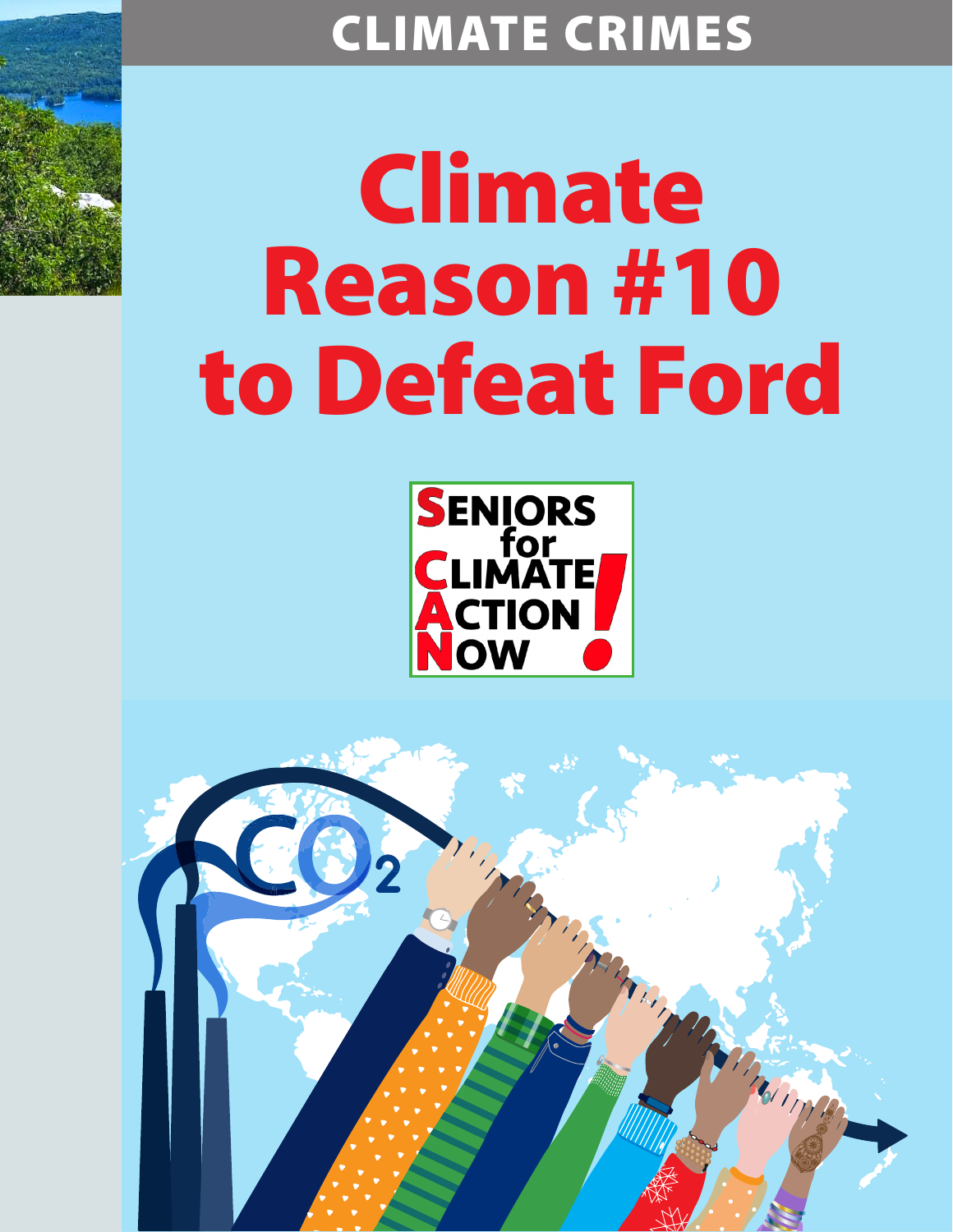CLIMATE CRIMES

# Climate Reason #10 to Defeat Ford

SENIORS for CLIMATE ACTION NOW!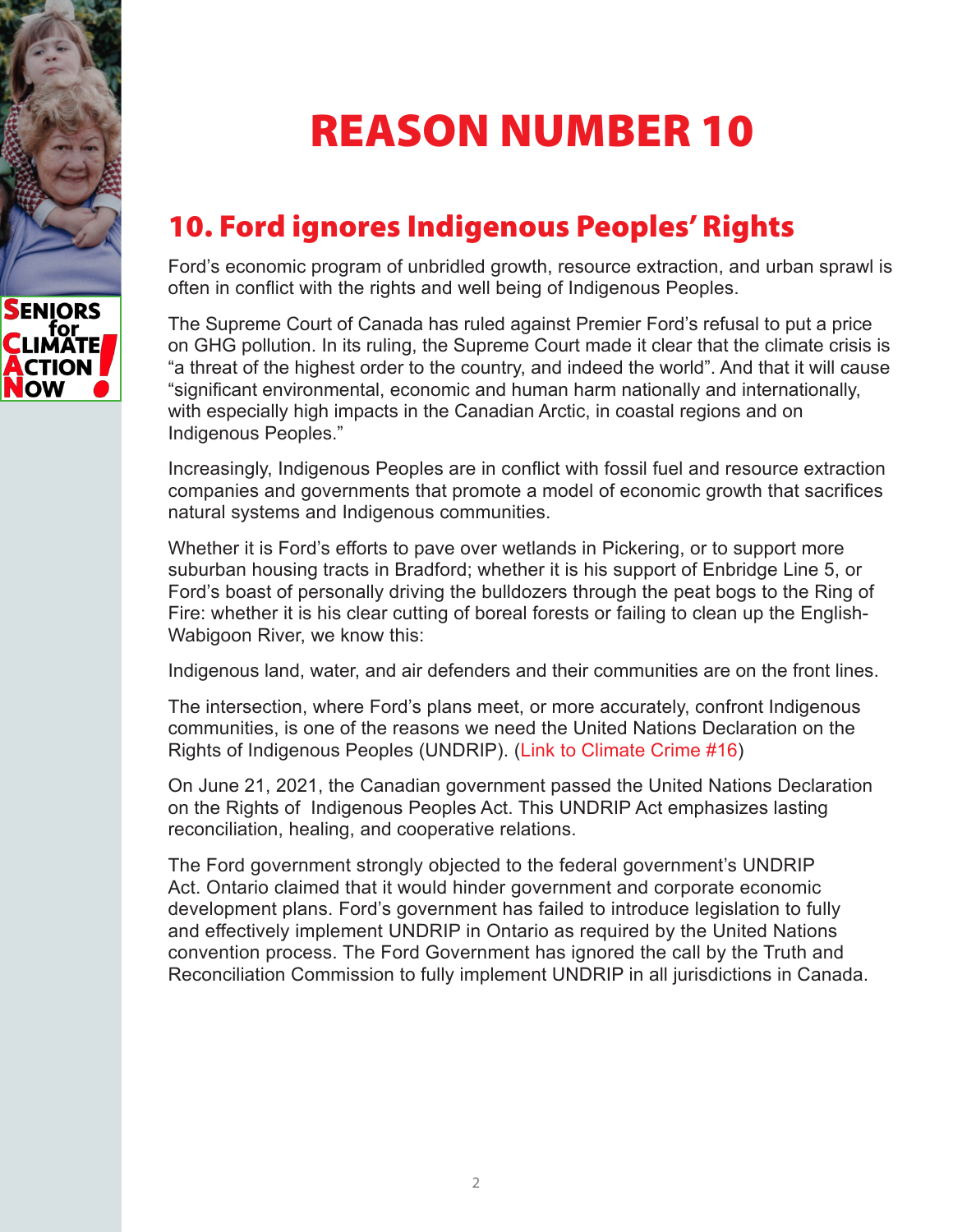# REASON NUMBER 10

## 10. Ford ignores Indigenous Peoples' Rights

Ford's economic program of unbridled growth, resource extraction, and urban sprawl is often in conflict with the rights and well being of Indigenous Peoples.

The Supreme Court of Canada has ruled against Premier Ford's refusal to put a price on GHG pollution. In its ruling, the Supreme Court made it clear that the climate crisis is "a threat of the highest order to the country, and indeed the world". And that it will cause "significant environmental, economic and human harm nationally and internationally, with especially high impacts in the Canadian Arctic, in coastal regions and on Indigenous Peoples."

Increasingly, Indigenous Peoples are in conflict with fossil fuel and resource extraction companies and governments that promote a model of economic growth that sacrifices natural systems and Indigenous communities.

Whether it is Ford's efforts to pave over wetlands in Pickering, or to support more suburban housing tracts in Bradford; whether it is his support of Enbridge Line 5, or Ford's boast of personally driving the bulldozers through the peat bogs to the Ring of Fire: whether it is his clear cutting of boreal forests or failing to clean up the English-Wabigoon River, we know this:

Indigenous land, water, and air defenders and their communities are on the front lines.

The intersection, where Ford's plans meet, or more accurately, confront Indigenous communities, is one of the reasons we need the United Nations Declaration on the Rights of Indigenous Peoples (UNDRIP). (Link to Climate Crime #16)

On June 21, 2021, the Canadian government passed the United Nations Declaration on the Rights of Indigenous Peoples Act. This UNDRIP Act emphasizes lasting reconciliation, healing, and cooperative relations.

The Ford government strongly objected to the federal government's UNDRIP Act. Ontario claimed that it would hinder government and corporate economic development plans. Ford's government has failed to introduce legislation to fully and effectively implement UNDRIP in Ontario as required by the United Nations convention process. The Ford Government has ignored the call by the Truth and Reconciliation Commission to fully implement UNDRIP in all jurisdictions in Canada.